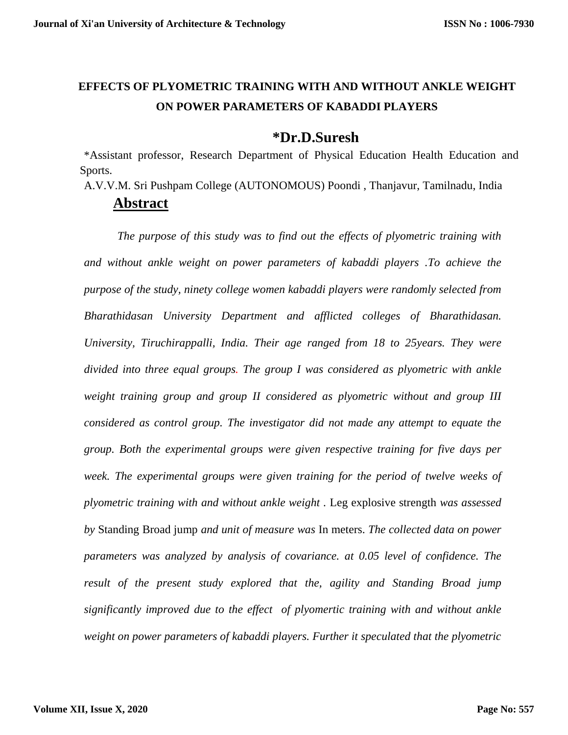# EFFECTS OF PLYOMETRIC TRAINING WITH AND WITHOUT ANKLE WEIGHT ON POWER PARAMETERS OF KABADDI PLAYERS

## *Dr.D.Suresh

*Assistant professor, Research Department of Physical Education Health Education and Sports.

A.V.V.M. Sri Pushpam College (AUTONOMOUS) Poondi , Thanjavur, Tamilnadu, India

## Abstract

*The purpose of this study was to find out the effects of plyometric training with and without ankle weight on power parameters of kabaddi players .To achieve the purpose of the study, ninety college women kabaddi players were randomly selected from Bharathidasan University Department and afflicted colleges of Bharathidasan. University, Tiruchirappalli, India. Their age ranged from 18 to 25years. They were divided into three equal groups. The group I was considered as plyometric with ankle weight training group and group II considered as plyometric without and group III considered as control group. The investigator did not made any attempt to equate the group. Both the experimental groups were given respective training for five days per week. The experimental groups were given training for the period of twelve weeks of plyometric training with and without ankle weight* . Leg explosive strength *was assessed by* Standing Broad jump *and unit of measure was* In meters. *The collected data on power parameters was analyzed by analysis of covariance. at 0.05 level of confidence. The result of the present study explored that the, agility and Standing Broad jump significantly improved due to the effect of plyomertic training with and without ankle weight on power parameters of kabaddi players. Further it speculated that the plyometric*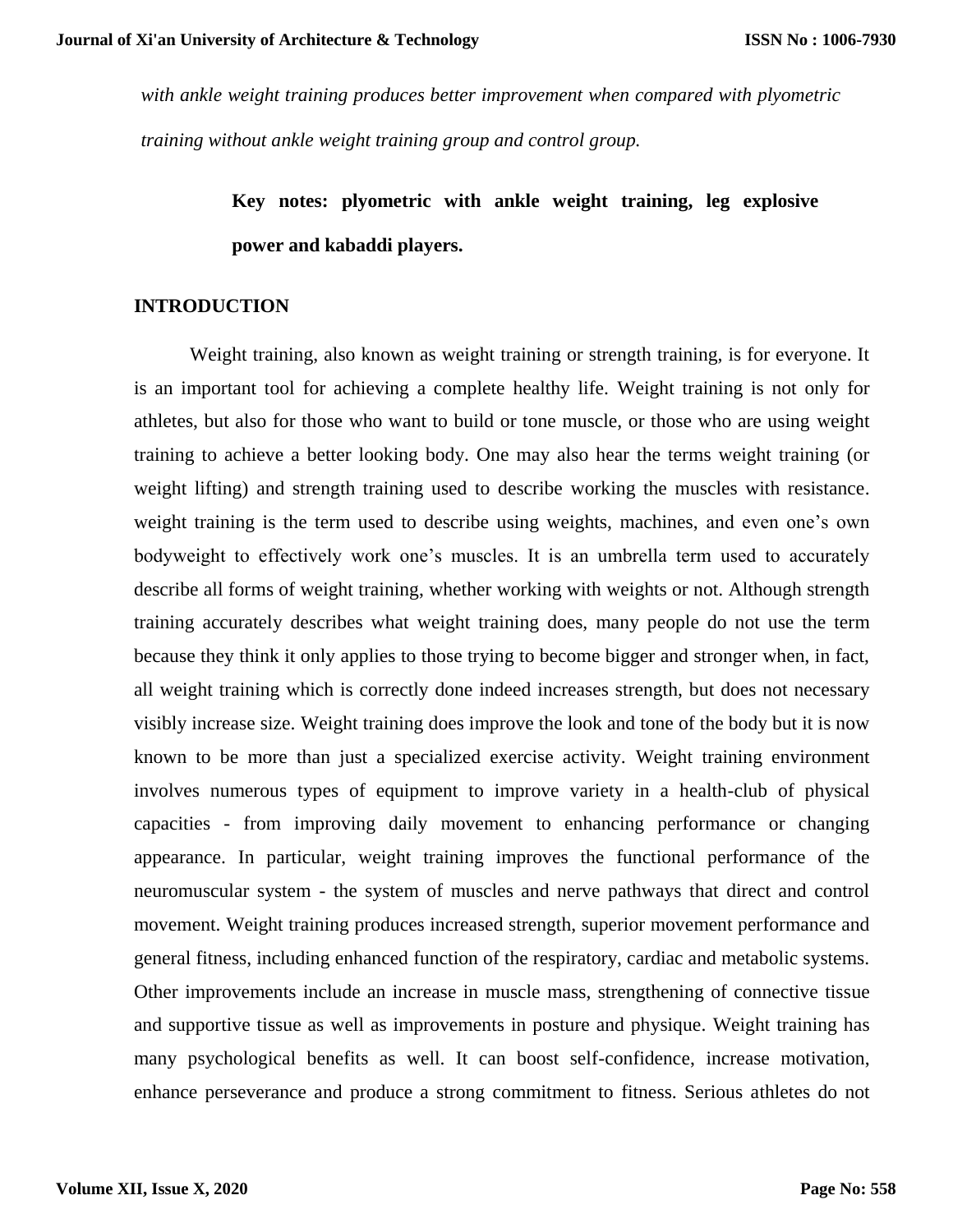*with ankle weight training produces better improvement when compared with plyometric training without ankle weight training group and control group.*

**Key notes: plyometric with ankle weight training, leg explosive power and kabaddi players.**

## INTRODUCTION

Weight training, also known as weight training or strength training, is for everyone. It is an important tool for achieving a complete healthy life. Weight training is not only for athletes, but also for those who want to build or tone muscle, or those who are using weight training to achieve a better looking body. One may also hear the terms weight training (or weight lifting) and strength training used to describe working the muscles with resistance. weight training is the term used to describe using weights, machines, and even one's own bodyweight to effectively work one's muscles. It is an umbrella term used to accurately describe all forms of weight training, whether working with weights or not. Although strength training accurately describes what weight training does, many people do not use the term because they think it only applies to those trying to become bigger and stronger when, in fact, all weight training which is correctly done indeed increases strength, but does not necessary visibly increase size. Weight training does improve the look and tone of the body but it is now known to be more than just a specialized exercise activity. Weight training environment involves numerous types of equipment to improve variety in a health-club of physical capacities - from improving daily movement to enhancing performance or changing appearance. In particular, weight training improves the functional performance of the neuromuscular system - the system of muscles and nerve pathways that direct and control movement. Weight training produces increased strength, superior movement performance and general fitness, including enhanced function of the respiratory, cardiac and metabolic systems. Other improvements include an increase in muscle mass, strengthening of connective tissue and supportive tissue as well as improvements in posture and physique. Weight training has many psychological benefits as well. It can boost self-confidence, increase motivation, enhance perseverance and produce a strong commitment to fitness. Serious athletes do not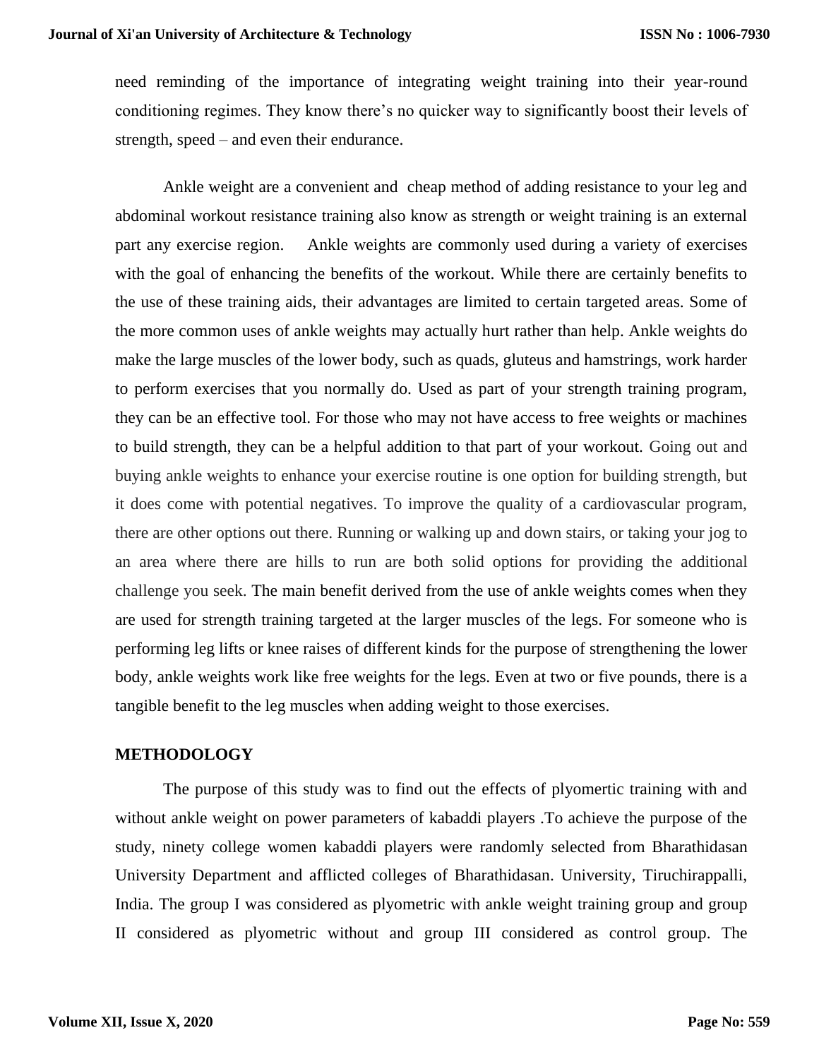need reminding of the importance of integrating weight training into their year-round conditioning regimes. They know there's no quicker way to significantly boost their levels of strength, speed – and even their endurance.

Ankle weight are a convenient and cheap method of adding resistance to your leg and abdominal workout resistance training also know as strength or weight training is an external part any exercise region. Ankle weights are commonly used during a variety of exercises with the goal of enhancing the benefits of the workout. While there are certainly benefits to the use of these training aids, their advantages are limited to certain targeted areas. Some of the more common uses of ankle weights may actually hurt rather than help. Ankle weights do make the large muscles of the lower body, such as quads, gluteus and hamstrings, work harder to perform exercises that you normally do. Used as part of your strength training program, they can be an effective tool. For those who may not have access to free weights or machines to build strength, they can be a helpful addition to that part of your workout. Going out and buying ankle weights to enhance your exercise routine is one option for building strength, but it does come with potential negatives. To improve the quality of a cardiovascular program, there are other options out there. Running or walking up and down stairs, or taking your jog to an area where there are hills to run are both solid options for providing the additional challenge you seek. The main benefit derived from the use of ankle weights comes when they are used for strength training targeted at the larger muscles of the legs. For someone who is performing leg lifts or knee raises of different kinds for the purpose of strengthening the lower body, ankle weights work like free weights for the legs. Even at two or five pounds, there is a tangible benefit to the leg muscles when adding weight to those exercises.

## METHODOLOGY

The purpose of this study was to find out the effects of plyomertic training with and without ankle weight on power parameters of kabaddi players .To achieve the purpose of the study, ninety college women kabaddi players were randomly selected from Bharathidasan University Department and afflicted colleges of Bharathidasan. University, Tiruchirappalli, India. The group I was considered as plyometric with ankle weight training group and group II considered as plyometric without and group III considered as control group. The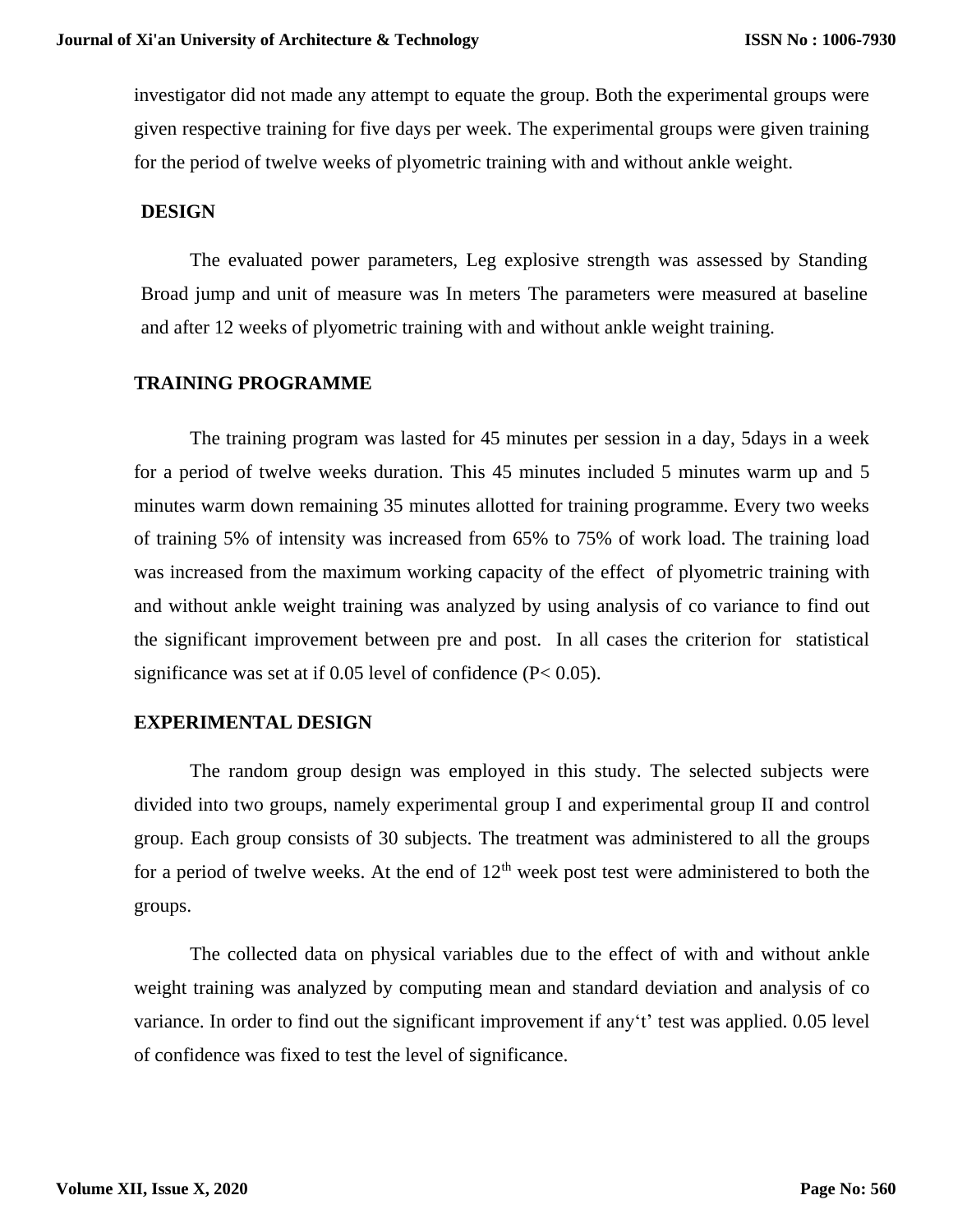investigator did not made any attempt to equate the group. Both the experimental groups were given respective training for five days per week. The experimental groups were given training for the period of twelve weeks of plyometric training with and without ankle weight.

## DESIGN

The evaluated power parameters, Leg explosive strength was assessed by Standing Broad jump and unit of measure was In meters The parameters were measured at baseline and after 12 weeks of plyometric training with and without ankle weight training.

## TRAINING PROGRAMME

The training program was lasted for 45 minutes per session in a day, 5days in a week for a period of twelve weeks duration. This 45 minutes included 5 minutes warm up and 5 minutes warm down remaining 35 minutes allotted for training programme. Every two weeks of training 5% of intensity was increased from 65% to 75% of work load. The training load was increased from the maximum working capacity of the effect of plyometric training with and without ankle weight training was analyzed by using analysis of co variance to find out the significant improvement between pre and post. In all cases the criterion for statistical significance was set at if 0.05 level of confidence ($P < 0.05$).

## EXPERIMENTAL DESIGN

The random group design was employed in this study. The selected subjects were divided into two groups, namely experimental group I and experimental group II and control group. Each group consists of 30 subjects. The treatment was administered to all the groups for a period of twelve weeks. At the end of 12th week post test were administered to both the groups.

The collected data on physical variables due to the effect of with and without ankle weight training was analyzed by computing mean and standard deviation and analysis of co variance. In order to find out the significant improvement if any't' test was applied. 0.05 level of confidence was fixed to test the level of significance.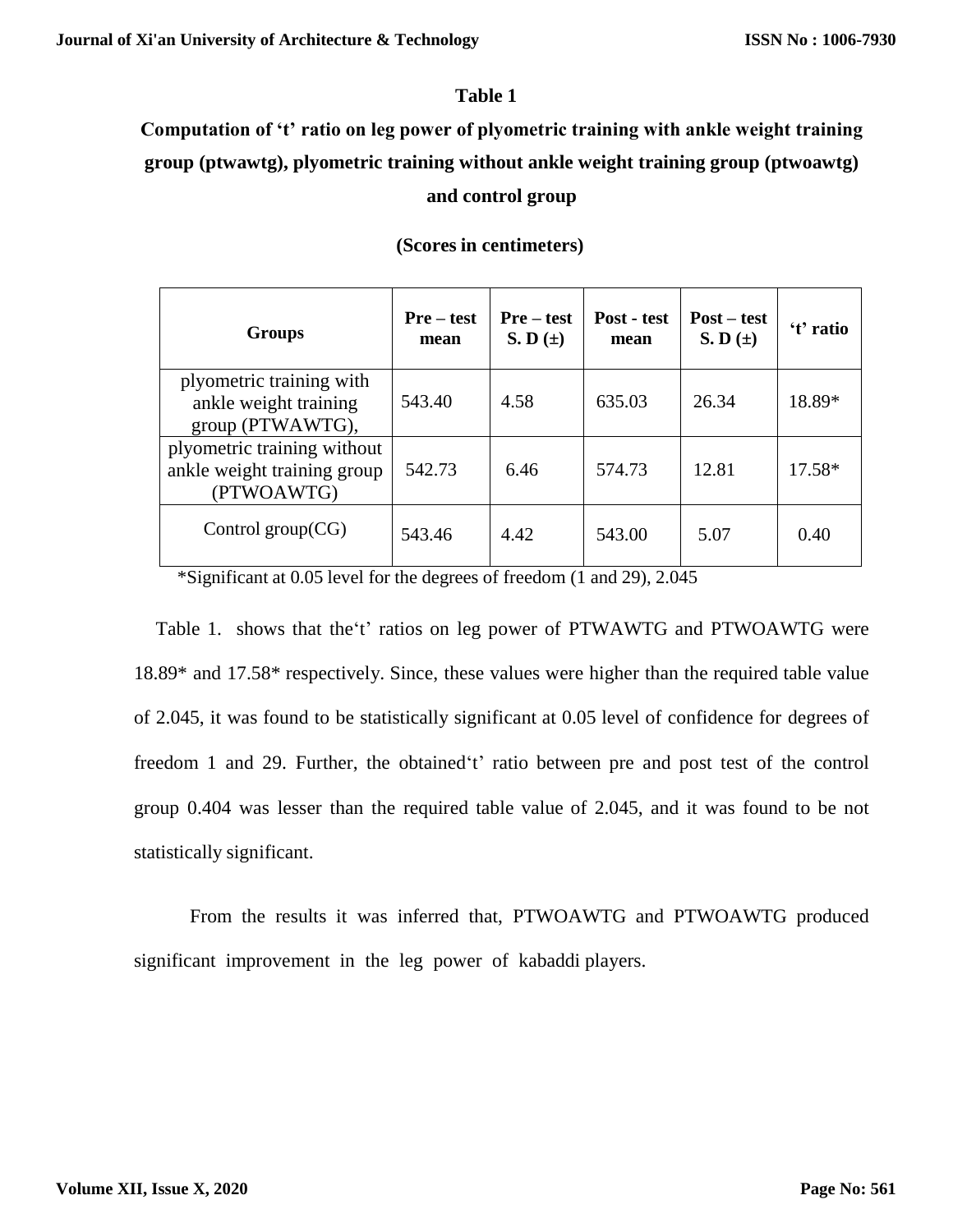**Table 1**

**Computation of 't' ratio on leg power of plyometric training with ankle weight training group (ptwawtg), plyometric training without ankle weight training group (ptwoawtg) and control group**

**(Scores in centimeters)**

| Groups | Pre – test mean | Pre – test S. D (±) | Post - test mean | Post – test S. D (±) | 't' ratio |
|---|---|---|---|---|---|
| plyometric training with ankle weight training group (PTWAWTG), | 543.40 | 4.58 | 635.03 | 26.34 | 18.89* |
| plyometric training without ankle weight training group (PTWOAWTG) | 542.73 | 6.46 | 574.73 | 12.81 | 17.58* |
| Control group(CG) | 543.46 | 4.42 | 543.00 | 5.07 | 0.40 |

*Significant at 0.05 level for the degrees of freedom (1 and 29), 2.045

Table 1. shows that the't' ratios on leg power of PTWAWTG and PTWOAWTG were 18.89* and 17.58* respectively. Since, these values were higher than the required table value of 2.045, it was found to be statistically significant at 0.05 level of confidence for degrees of freedom 1 and 29. Further, the obtained't' ratio between pre and post test of the control group 0.404 was lesser than the required table value of 2.045, and it was found to be not statistically significant.

From the results it was inferred that, PTWOAWTG and PTWOAWTG produced significant improvement in the leg power of kabaddi players.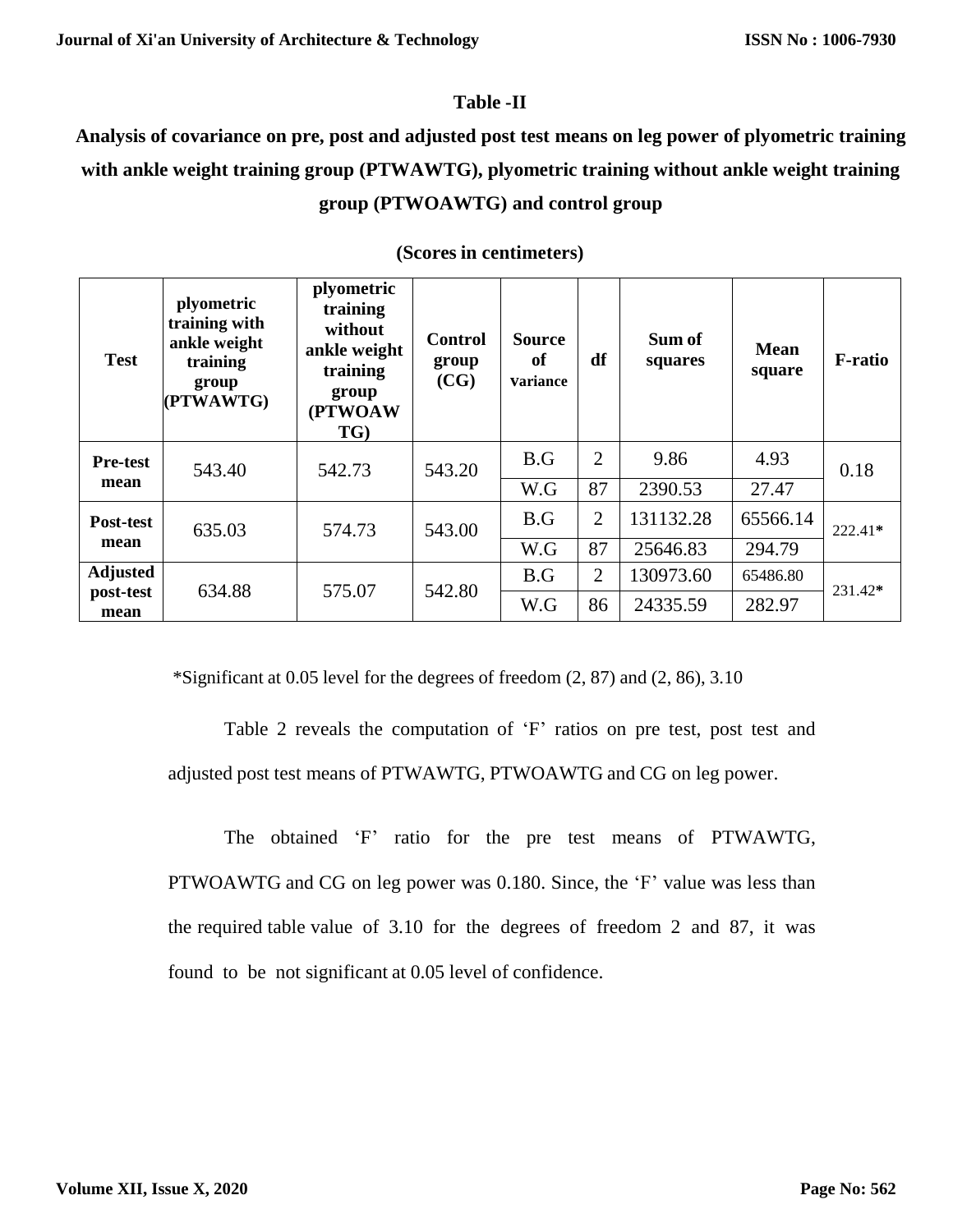**Table -II**

**Analysis of covariance on pre, post and adjusted post test means on leg power of plyometric training with ankle weight training group (PTWAWTG), plyometric training without ankle weight training group (PTWOAWTG) and control group**

**(Scores in centimeters)**

| Test | plyometric training with ankle weight training group (PTWAWTG) | plyometric training without ankle weight training group (PTWOAWTG) | Control group (CG) | Source of variance | df | Sum of squares | Mean square | F-ratio |
|---|---|---|---|---|---|---|---|---|
| Pre-test mean | 543.40 | 542.73 | 543.20 | B.G | 2 | 9.86 | 4.93 | 0.18 |
| | | | | W.G | 87 | 2390.53 | 27.47 | |
| Post-test mean | 635.03 | 574.73 | 543.00 | B.G | 2 | 131132.28 | 65566.14 | 222.41* |
| | | | | W.G | 87 | 25646.83 | 294.79 | |
| Adjusted post-test mean | 634.88 | 575.07 | 542.80 | B.G | 2 | 130973.60 | 65486.80 | 231.42* |
| | | | | W.G | 86 | 24335.59 | 282.97 | |

*Significant at 0.05 level for the degrees of freedom (2, 87) and (2, 86), 3.10

Table 2 reveals the computation of 'F' ratios on pre test, post test and adjusted post test means of PTWAWTG, PTWOAWTG and CG on leg power.

The obtained 'F' ratio for the pre test means of PTWAWTG, PTWOAWTG and CG on leg power was 0.180. Since, the 'F' value was less than the required table value of 3.10 for the degrees of freedom 2 and 87, it was found to be not significant at 0.05 level of confidence.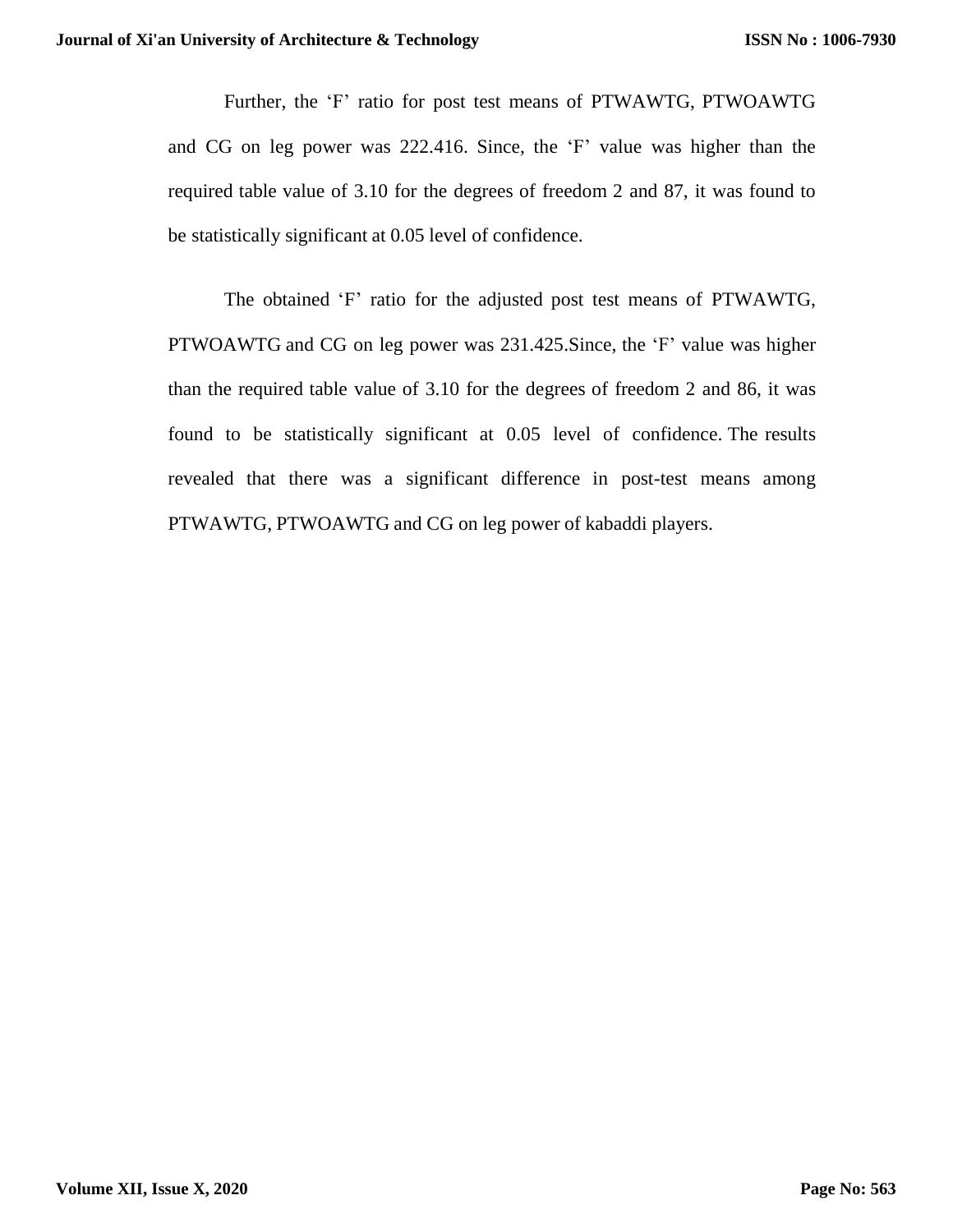Further, the 'F' ratio for post test means of PTWAWTG, PTWOAWTG and CG on leg power was 222.416. Since, the 'F' value was higher than the required table value of 3.10 for the degrees of freedom 2 and 87, it was found to be statistically significant at 0.05 level of confidence.

The obtained 'F' ratio for the adjusted post test means of PTWAWTG, PTWOAWTG and CG on leg power was 231.425.Since, the 'F' value was higher than the required table value of 3.10 for the degrees of freedom 2 and 86, it was found to be statistically significant at 0.05 level of confidence. The results revealed that there was a significant difference in post-test means among PTWAWTG, PTWOAWTG and CG on leg power of kabaddi players.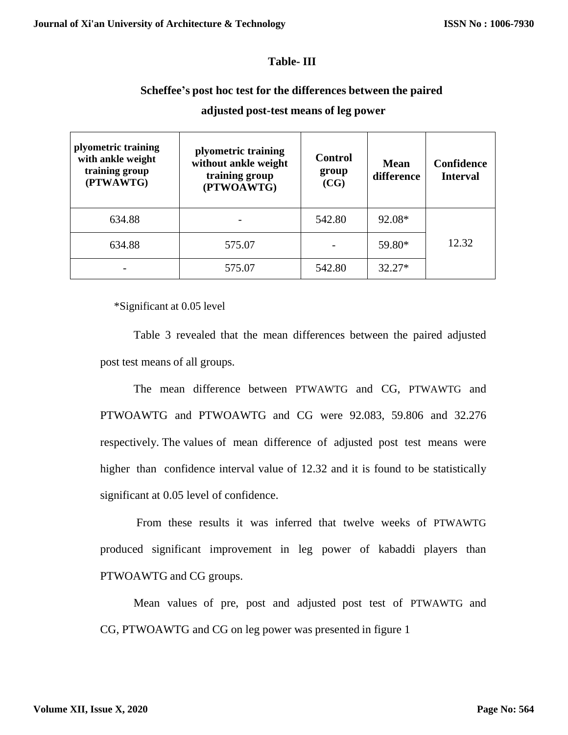**Table- III**

**Scheffee's post hoc test for the differences between the paired adjusted post-test means of leg power**

| plyometric training with ankle weight training group (PTWAWTG) | plyometric training without ankle weight training group (PTWOAWTG) | Control group (CG) | Mean difference | Confidence Interval |
|---|---|---|---|---|
| 634.88 | - | 542.80 | 92.08* | 12.32 |
| 634.88 | 575.07 | - | 59.80* | |
| - | 575.07 | 542.80 | 32.27* | |

*Significant at 0.05 level

Table 3 revealed that the mean differences between the paired adjusted post test means of all groups.

The mean difference between PTWAWTG and CG, PTWAWTG and PTWOAWTG and PTWOAWTG and CG were 92.083, 59.806 and 32.276 respectively. The values of mean difference of adjusted post test means were higher than confidence interval value of 12.32 and it is found to be statistically significant at 0.05 level of confidence.

From these results it was inferred that twelve weeks of PTWAWTG produced significant improvement in leg power of kabaddi players than PTWOAWTG and CG groups.

Mean values of pre, post and adjusted post test of PTWAWTG and CG, PTWOAWTG and CG on leg power was presented in figure 1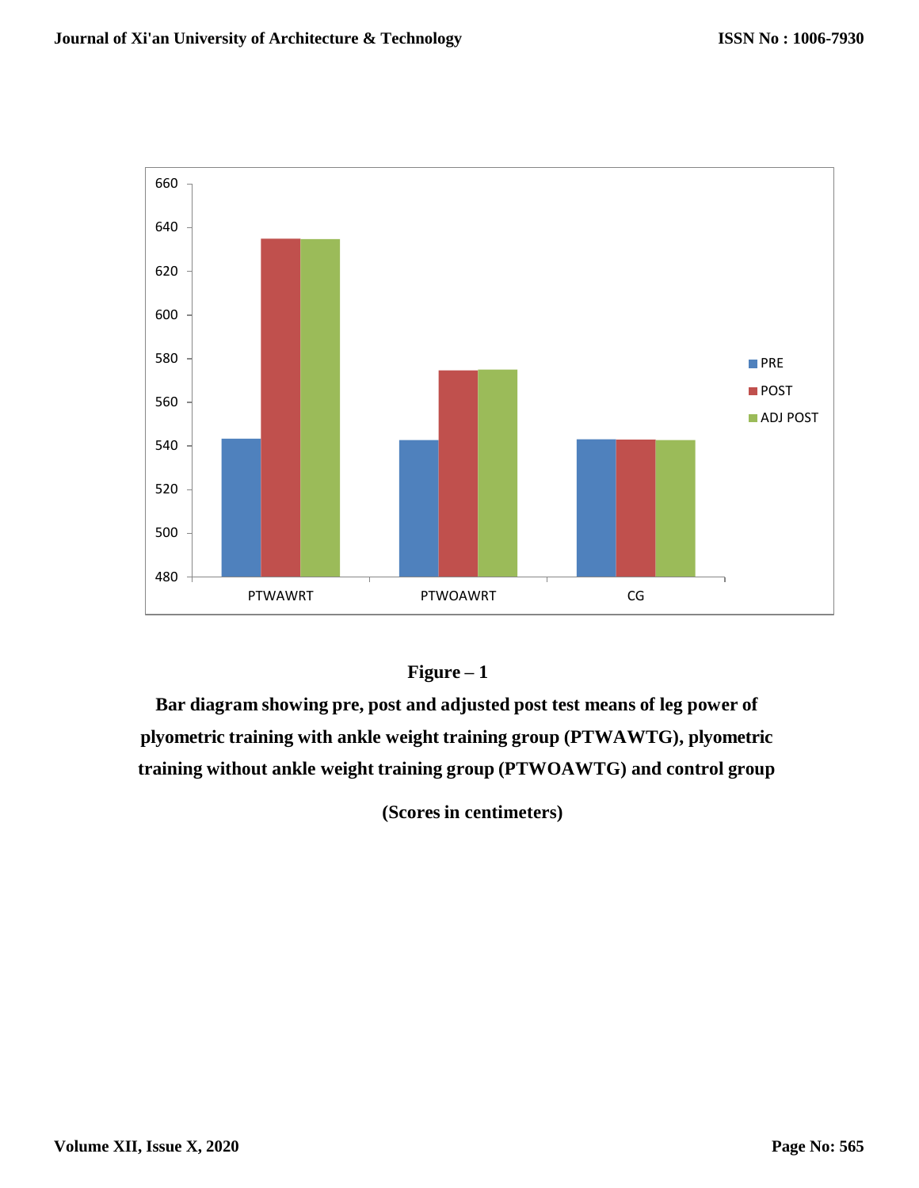**Figure – 1**

**Bar diagram showing pre, post and adjusted post test means of leg power of plyometric training with ankle weight training group (PTWAWTG), plyometric training without ankle weight training group (PTWOAWTG) and control group**

**(Scores in centimeters)**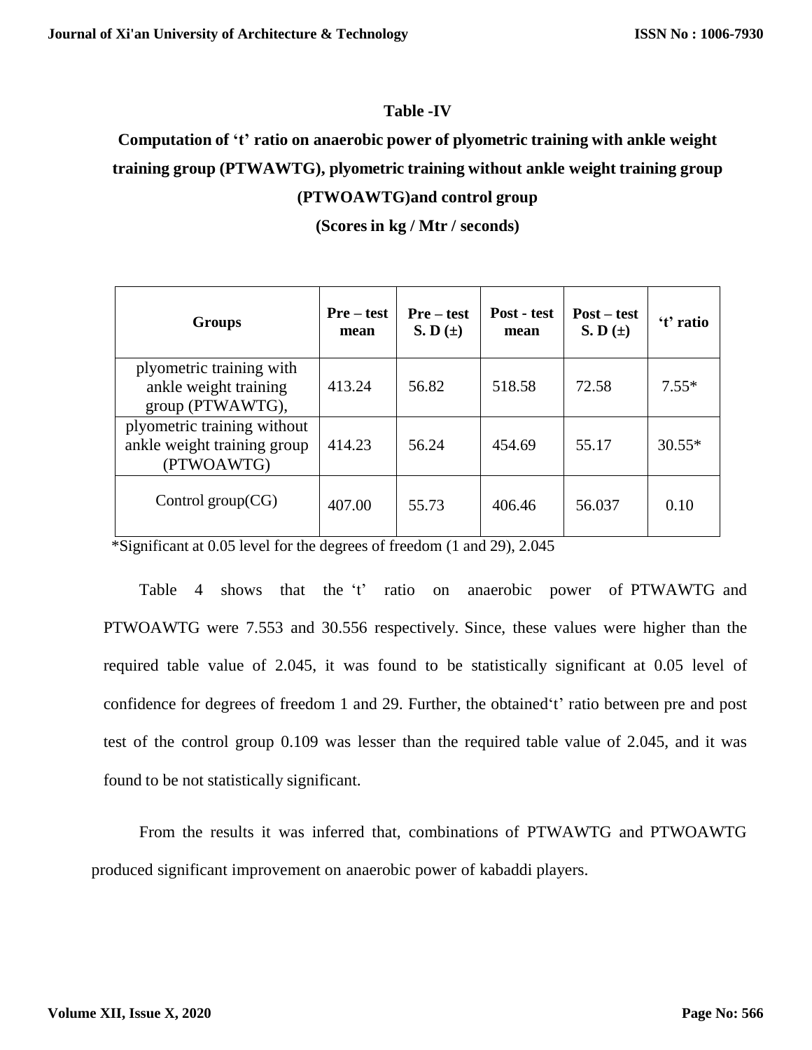**Table -IV**

**Computation of 't' ratio on anaerobic power of plyometric training with ankle weight training group (PTWAWTG), plyometric training without ankle weight training group (PTWOAWTG)and control group**

**(Scores in kg / Mtr / seconds)**

| Groups | Pre – test mean | Pre – test S. D (±) | Post - test mean | Post – test S. D (±) | 't' ratio |
|---|---|---|---|---|---|
| plyometric training with ankle weight training group (PTWAWTG), | 413.24 | 56.82 | 518.58 | 72.58 | 7.55* |
| plyometric training without ankle weight training group (PTWOAWTG) | 414.23 | 56.24 | 454.69 | 55.17 | 30.55* |
| Control group(CG) | 407.00 | 55.73 | 406.46 | 56.037 | 0.10 |

*Significant at 0.05 level for the degrees of freedom (1 and 29), 2.045

Table 4 shows that the 't' ratio on anaerobic power of PTWAWTG and PTWOAWTG were 7.553 and 30.556 respectively. Since, these values were higher than the required table value of 2.045, it was found to be statistically significant at 0.05 level of confidence for degrees of freedom 1 and 29. Further, the obtained't' ratio between pre and post test of the control group 0.109 was lesser than the required table value of 2.045, and it was found to be not statistically significant.

From the results it was inferred that, combinations of PTWAWTG and PTWOAWTG produced significant improvement on anaerobic power of kabaddi players.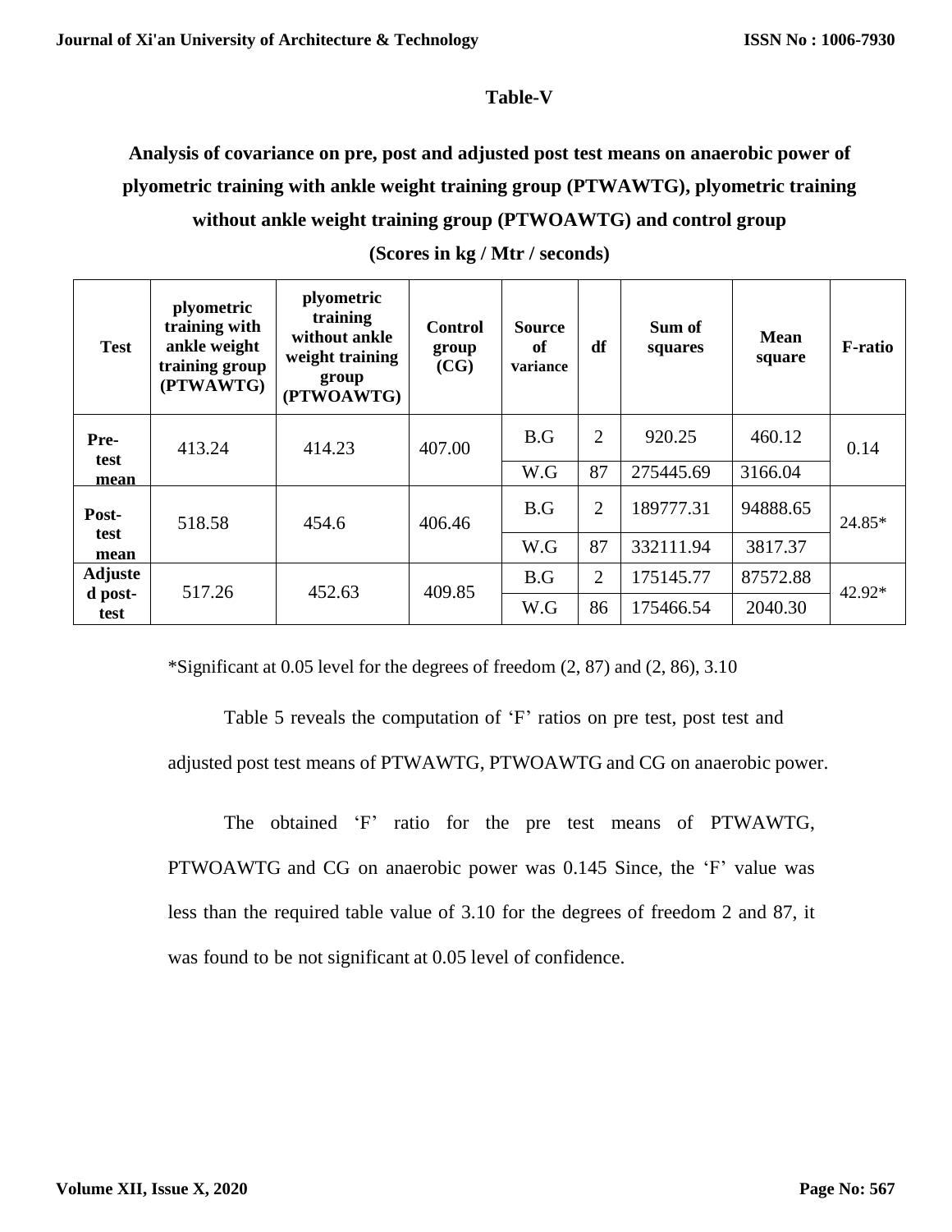**Table-V**

**Analysis of covariance on pre, post and adjusted post test means on anaerobic power of plyometric training with ankle weight training group (PTWAWTG), plyometric training without ankle weight training group (PTWOAWTG) and control group**

**(Scores in kg / Mtr / seconds)**

| Test | plyometric training with ankle weight training group (PTWAWTG) | plyometric training without ankle weight training group (PTWOAWTG) | Control group (CG) | Source of variance | df | Sum of squares | Mean square | F-ratio |
|---|---|---|---|---|---|---|---|---|
| Pre-test mean | 413.24 | 414.23 | 407.00 | B.G | 2 | 920.25 | 460.12 | 0.14 |
| | | | | W.G | 87 | 275445.69 | 3166.04 | |
| Post-test mean | 518.58 | 454.6 | 406.46 | B.G | 2 | 189777.31 | 94888.65 | 24.85* |
| | | | | W.G | 87 | 332111.94 | 3817.37 | |
| Adjusted post-test | 517.26 | 452.63 | 409.85 | B.G | 2 | 175145.77 | 87572.88 | 42.92* |
| | | | | W.G | 86 | 175466.54 | 2040.30 | |

*Significant at 0.05 level for the degrees of freedom (2, 87) and (2, 86), 3.10

Table 5 reveals the computation of 'F' ratios on pre test, post test and adjusted post test means of PTWAWTG, PTWOAWTG and CG on anaerobic power.

The obtained 'F' ratio for the pre test means of PTWAWTG, PTWOAWTG and CG on anaerobic power was 0.145 Since, the 'F' value was less than the required table value of 3.10 for the degrees of freedom 2 and 87, it was found to be not significant at 0.05 level of confidence.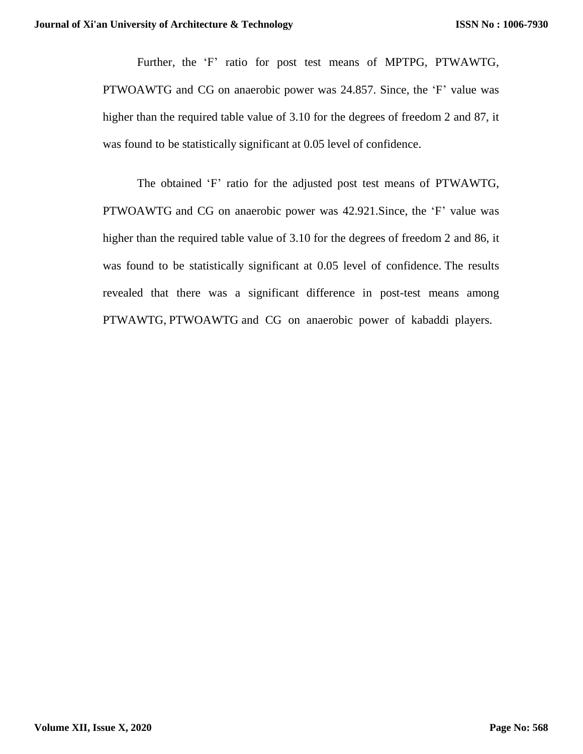Further, the ‘F’ ratio for post test means of MPTPG, PTWAWTG, PTWOAWTG and CG on anaerobic power was 24.857. Since, the ‘F’ value was higher than the required table value of 3.10 for the degrees of freedom 2 and 87, it was found to be statistically significant at 0.05 level of confidence.

The obtained ‘F’ ratio for the adjusted post test means of PTWAWTG, PTWOAWTG and CG on anaerobic power was 42.921.Since, the ‘F’ value was higher than the required table value of 3.10 for the degrees of freedom 2 and 86, it was found to be statistically significant at 0.05 level of confidence. The results revealed that there was a significant difference in post-test means among PTWAWTG, PTWOAWTG and CG on anaerobic power of kabaddi players.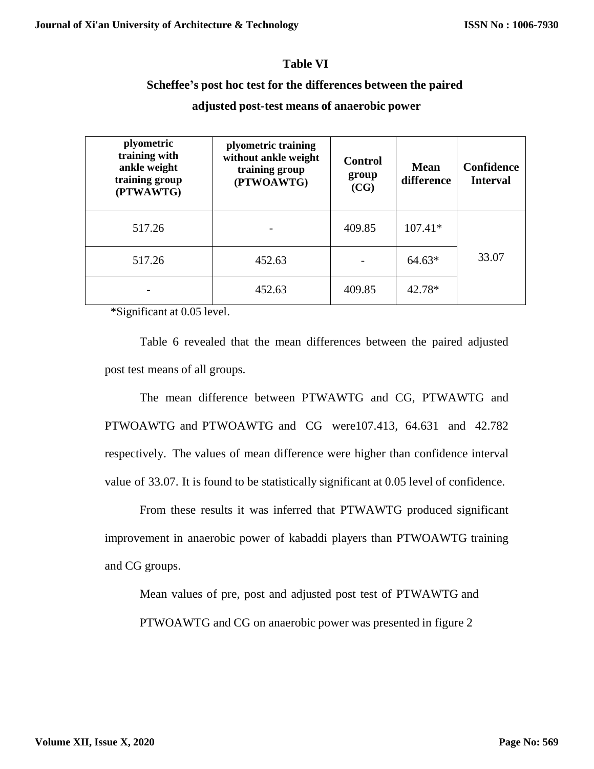**Table VI**

**Scheffee's post hoc test for the differences between the paired adjusted post-test means of anaerobic power**

| plyometric training with ankle weight training group (PTWAWTG) | plyometric training without ankle weight training group (PTWOAWTG) | Control group (CG) | Mean difference | Confidence Interval |
|---|---|---|---|---|
| 517.26 | - | 409.85 | 107.41* | 33.07 |
| 517.26 | 452.63 | - | 64.63* | |
| - | 452.63 | 409.85 | 42.78* | |

*Significant at 0.05 level.

Table 6 revealed that the mean differences between the paired adjusted post test means of all groups.

The mean difference between PTWAWTG and CG, PTWAWTG and PTWOAWTG and PTWOAWTG and CG were107.413, 64.631 and 42.782 respectively. The values of mean difference were higher than confidence interval value of 33.07. It is found to be statistically significant at 0.05 level of confidence.

From these results it was inferred that PTWAWTG produced significant improvement in anaerobic power of kabaddi players than PTWOAWTG training and CG groups.

Mean values of pre, post and adjusted post test of PTWAWTG and PTWOAWTG and CG on anaerobic power was presented in figure 2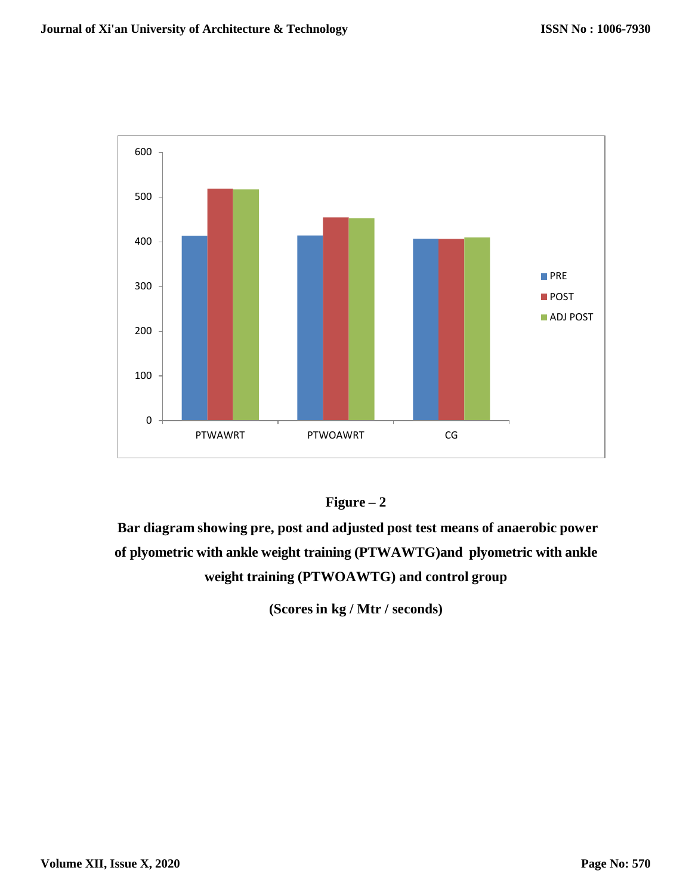**Figure – 2**

**Bar diagram showing pre, post and adjusted post test means of anaerobic power of plyometric with ankle weight training (PTWAWTG)and plyometric with ankle weight training (PTWOAWTG) and control group**

**(Scores in kg / Mtr / seconds)**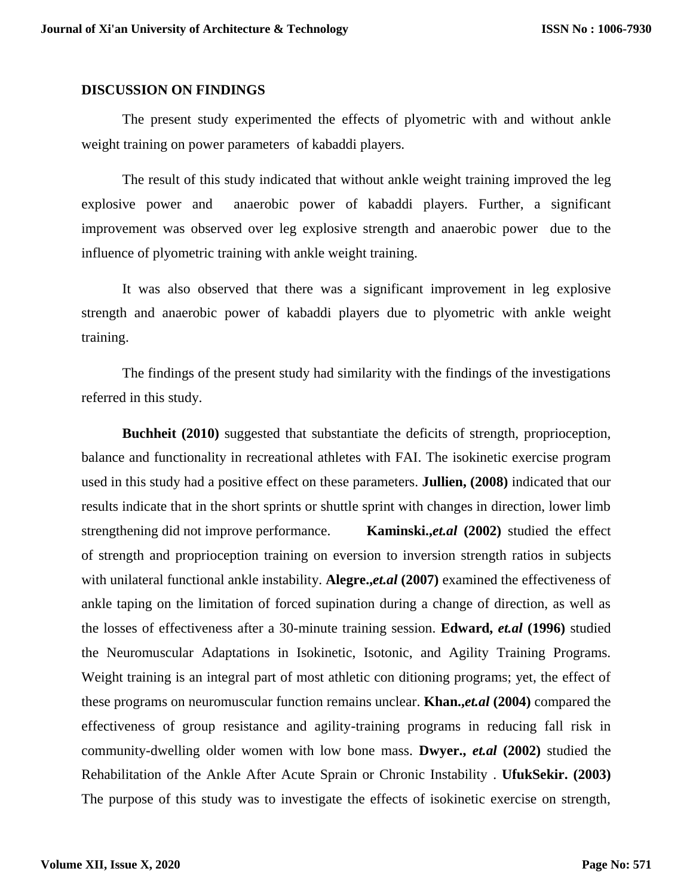## DISCUSSION ON FINDINGS

The present study experimented the effects of plyometric with and without ankle weight training on power parameters of kabaddi players.

The result of this study indicated that without ankle weight training improved the leg explosive power and anaerobic power of kabaddi players. Further, a significant improvement was observed over leg explosive strength and anaerobic power due to the influence of plyometric training with ankle weight training.

It was also observed that there was a significant improvement in leg explosive strength and anaerobic power of kabaddi players due to plyometric with ankle weight training.

The findings of the present study had similarity with the findings of the investigations referred in this study.

**Buchheit (2010)** suggested that substantiate the deficits of strength, proprioception, balance and functionality in recreational athletes with FAI. The isokinetic exercise program used in this study had a positive effect on these parameters. **Jullien, (2008)** indicated that our results indicate that in the short sprints or shuttle sprint with changes in direction, lower limb strengthening did not improve performance. **Kaminski.,*et.al* (2002)** studied the effect of strength and proprioception training on eversion to inversion strength ratios in subjects with unilateral functional ankle instability. **Alegre.,*et.al* (2007)** examined the effectiveness of ankle taping on the limitation of forced supination during a change of direction, as well as the losses of effectiveness after a 30-minute training session. **Edward, *et.al* (1996)** studied the Neuromuscular Adaptations in Isokinetic, Isotonic, and Agility Training Programs. Weight training is an integral part of most athletic con ditioning programs; yet, the effect of these programs on neuromuscular function remains unclear. **Khan.,*et.al* (2004)** compared the effectiveness of group resistance and agility-training programs in reducing fall risk in community-dwelling older women with low bone mass. **Dwyer., *et.al* (2002)** studied the Rehabilitation of the Ankle After Acute Sprain or Chronic Instability . **UfukSekir. (2003)** The purpose of this study was to investigate the effects of isokinetic exercise on strength,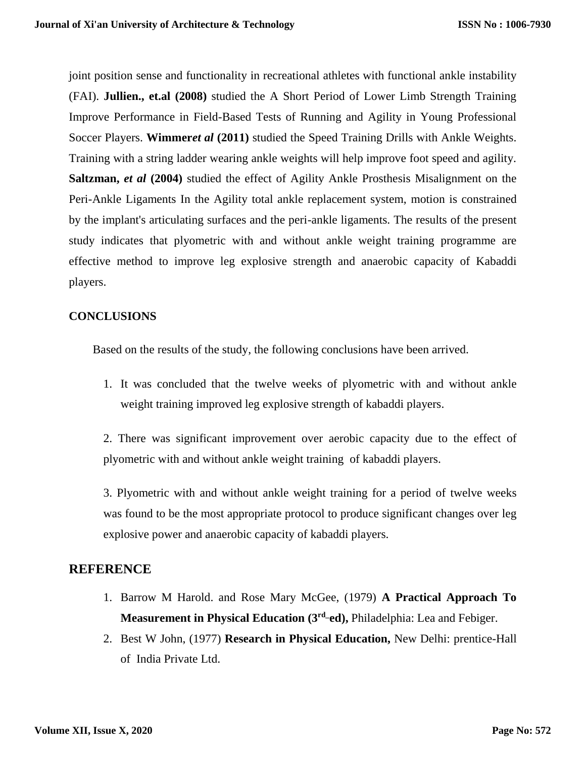joint position sense and functionality in recreational athletes with functional ankle instability (FAI). **Jullien., et.al (2008)** studied the A Short Period of Lower Limb Strength Training Improve Performance in Field-Based Tests of Running and Agility in Young Professional Soccer Players. **Wimmer*et al* (2011)** studied the Speed Training Drills with Ankle Weights. Training with a string ladder wearing ankle weights will help improve foot speed and agility. **Saltzman, *et al* (2004)** studied the effect of Agility Ankle Prosthesis Misalignment on the Peri-Ankle Ligaments In the Agility total ankle replacement system, motion is constrained by the implant's articulating surfaces and the peri-ankle ligaments. The results of the present study indicates that plyometric with and without ankle weight training programme are effective method to improve leg explosive strength and anaerobic capacity of Kabaddi players.

## CONCLUSIONS

Based on the results of the study, the following conclusions have been arrived.

1. It was concluded that the twelve weeks of plyometric with and without ankle weight training improved leg explosive strength of kabaddi players.

2. There was significant improvement over aerobic capacity due to the effect of plyometric with and without ankle weight training of kabaddi players.

3. Plyometric with and without ankle weight training for a period of twelve weeks was found to be the most appropriate protocol to produce significant changes over leg explosive power and anaerobic capacity of kabaddi players.

## REFERENCE

1. Barrow M Harold. and Rose Mary McGee, (1979) **A Practical Approach To Measurement in Physical Education (3rd ed),** Philadelphia: Lea and Febiger.
2. Best W John, (1977) **Research in Physical Education,** New Delhi: prentice-Hall of India Private Ltd.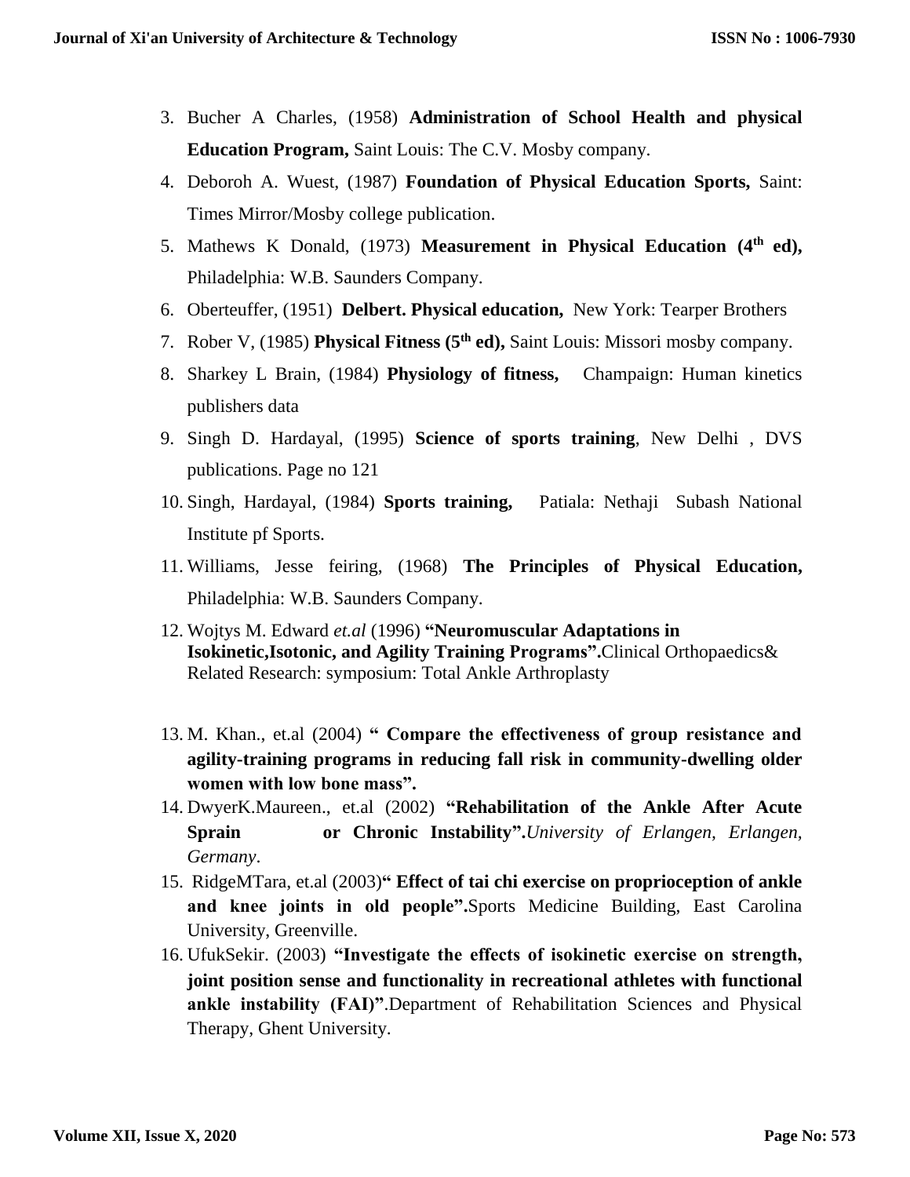3. Bucher A Charles, (1958) **Administration of School Health and physical Education Program,** Saint Louis: The C.V. Mosby company.
4. Deboroh A. Wuest, (1987) **Foundation of Physical Education Sports,** Saint: Times Mirror/Mosby college publication.
5. Mathews K Donald, (1973) **Measurement in Physical Education (4th ed),** Philadelphia: W.B. Saunders Company.
6. Oberteuffer, (1951) **Delbert. Physical education,** New York: Tearper Brothers
7. Rober V, (1985) **Physical Fitness (5th ed),** Saint Louis: Missori mosby company.
8. Sharkey L Brain, (1984) **Physiology of fitness,** Champaign: Human kinetics publishers data
9. Singh D. Hardayal, (1995) **Science of sports training**, New Delhi , DVS publications. Page no 121
10. Singh, Hardayal, (1984) **Sports training,** Patiala: Nethaji Subash National Institute pf Sports.
11. Williams, Jesse feiring, (1968) **The Principles of Physical Education,** Philadelphia: W.B. Saunders Company.
12. Wojtys M. Edward *et.al* (1996) **"Neuromuscular Adaptations in Isokinetic,Isotonic, and Agility Training Programs".**Clinical Orthopaedics& Related Research: symposium: Total Ankle Arthroplasty
13. M. Khan., et.al (2004) **" Compare the effectiveness of group resistance and agility-training programs in reducing fall risk in community-dwelling older women with low bone mass".**
14. DwyerK.Maureen., et.al (2002) **"Rehabilitation of the Ankle After Acute Sprain or Chronic Instability".***University of Erlangen, Erlangen, Germany*.
15. RidgeMTara, et.al (2003)**" Effect of tai chi exercise on proprioception of ankle and knee joints in old people".**Sports Medicine Building, East Carolina University, Greenville.
16. UfukSekir. (2003) **"Investigate the effects of isokinetic exercise on strength, joint position sense and functionality in recreational athletes with functional ankle instability (FAI)"**.Department of Rehabilitation Sciences and Physical Therapy, Ghent University.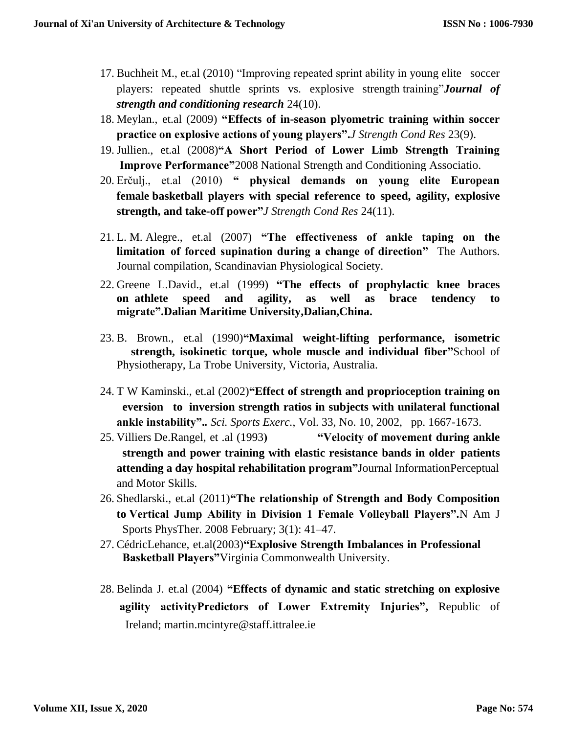17. Buchheit M., et.al (2010) "Improving repeated sprint ability in young elite soccer players: repeated shuttle sprints vs. explosive strength training"***Journal of strength and conditioning research*** 24(10).
18. Meylan., et.al (2009) **"Effects of in-season plyometric training within soccer practice on explosive actions of young players".***J Strength Cond Res* 23(9).
19. Jullien., et.al (2008)**"A Short Period of Lower Limb Strength Training Improve Performance"**2008 National Strength and Conditioning Associatio.
20. Erčulj., et.al (2010) **" physical demands on young elite European female basketball players with special reference to speed, agility, explosive strength, and take-off power"***J Strength Cond Res* 24(11).
21. L. M. Alegre., et.al (2007) **"The effectiveness of ankle taping on the limitation of forced supination during a change of direction"** The Authors. Journal compilation, Scandinavian Physiological Society.
22. Greene L.David., et.al (1999) **"The effects of prophylactic knee braces on athlete speed and agility, as well as brace tendency to migrate".Dalian Maritime University,Dalian,China.**
23. B. Brown., et.al (1990)**"Maximal weight-lifting performance, isometric strength, isokinetic torque, whole muscle and individual fiber"**School of Physiotherapy, La Trobe University, Victoria, Australia.
24. T W Kaminski., et.al (2002)**"Effect of strength and proprioception training on eversion to inversion strength ratios in subjects with unilateral functional ankle instability"..** *Sci. Sports Exerc.*, Vol. 33, No. 10, 2002, pp. 1667-1673.
25. Villiers De.Rangel, et .al (1993**)** **"Velocity of movement during ankle strength and power training with elastic resistance bands in older patients attending a day hospital rehabilitation program"**Journal InformationPerceptual and Motor Skills.
26. Shedlarski., et.al (2011)**"The relationship of Strength and Body Composition to Vertical Jump Ability in Division 1 Female Volleyball Players".**N Am J Sports PhysTher. 2008 February; 3(1): 41–47.
27. CédricLehance, et.al(2003)**"Explosive Strength Imbalances in Professional Basketball Players"**Virginia Commonwealth University.
28. Belinda J. et.al (2004) **"Effects of dynamic and static stretching on explosive agility activityPredictors of Lower Extremity Injuries",** Republic of Ireland; martin.mcintyre@staff.ittralee.ie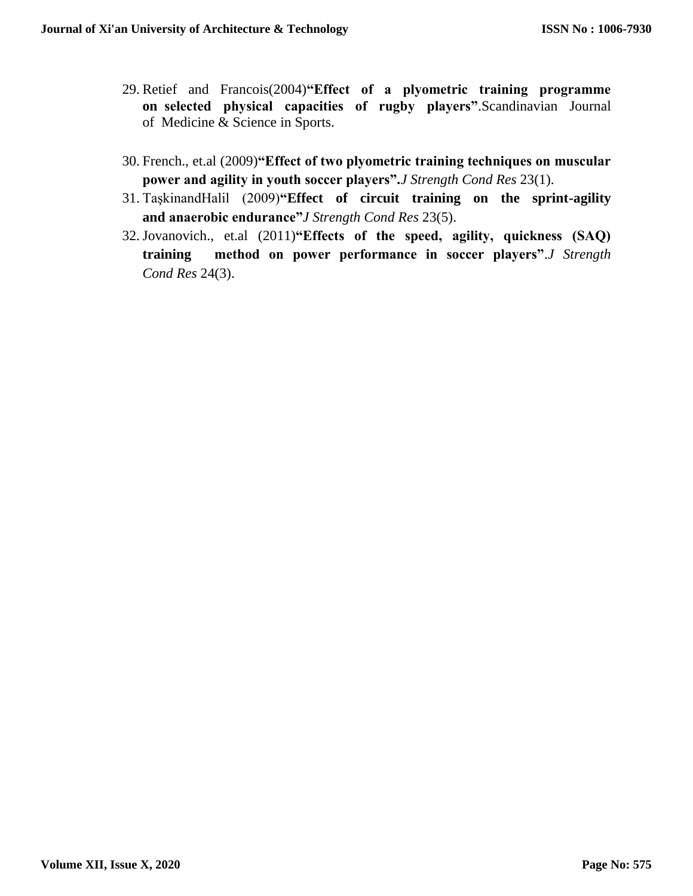29. Retief and Francois(2004)**“Effect of a plyometric training programme on selected physical capacities of rugby players”**.Scandinavian Journal of Medicine & Science in Sports.

30. French., et.al (2009)**“Effect of two plyometric training techniques on muscular power and agility in youth soccer players”.***J Strength Cond Res* 23(1).
31. TaşkinandHalil (2009)**“Effect of circuit training on the sprint-agility and anaerobic endurance”***J Strength Cond Res* 23(5).
32. Jovanovich., et.al (2011)**“Effects of the speed, agility, quickness (SAQ) training method on power performance in soccer players”**.*J Strength Cond Res* 24(3).